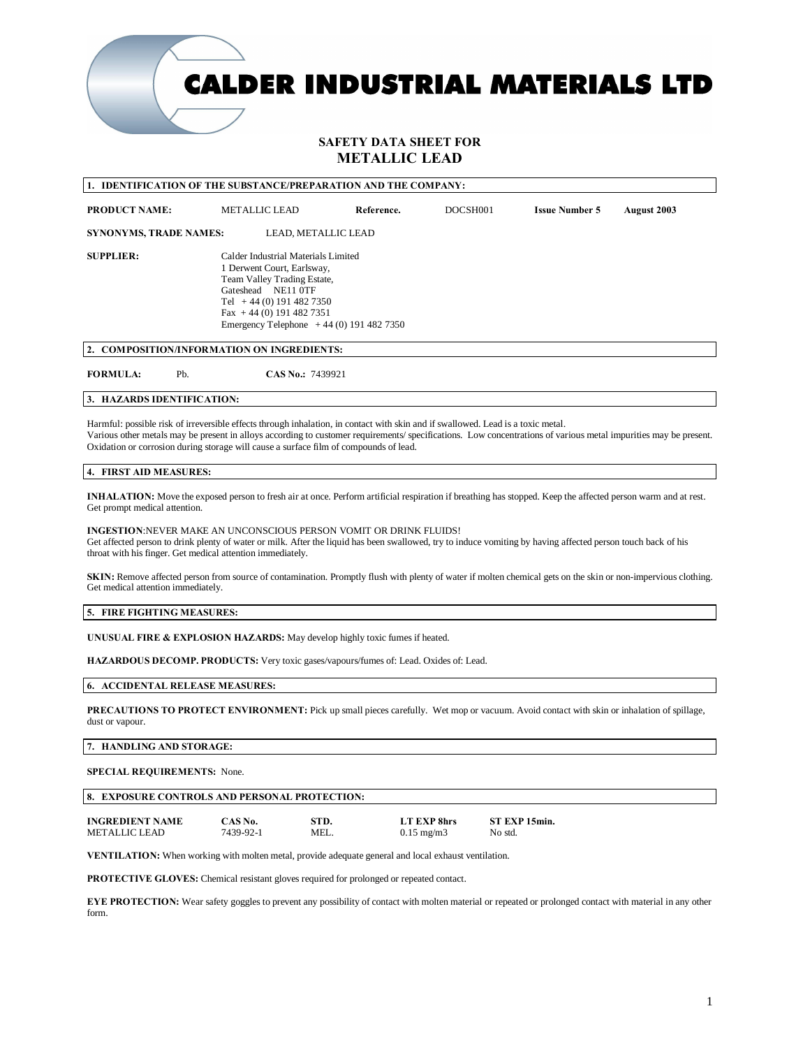# CALDER INDUSTRIAL MATERIALS LTD

## SAFETY DATA SHEET FOR
## METALLIC LEAD

### 1. IDENTIFICATION OF THE SUBSTANCE/PREPARATION AND THE COMPANY:

**PRODUCT NAME:** METALLIC LEAD **Reference.** DOCSH001 **Issue Number 5** **August 2003**

**SYNONYMS, TRADE NAMES:** LEAD, METALLIC LEAD

**SUPPLIER:** Calder Industrial Materials Limited
1 Derwent Court, Earlsway,
Team Valley Trading Estate,
Gateshead NE11 0TF
Tel + 44 (0) 191 482 7350
Fax + 44 (0) 191 482 7351
Emergency Telephone + 44 (0) 191 482 7350

### 2. COMPOSITION/INFORMATION ON INGREDIENTS:

**FORMULA:** Pb. **CAS No.:** 7439921

### 3. HAZARDS IDENTIFICATION:

Harmful: possible risk of irreversible effects through inhalation, in contact with skin and if swallowed. Lead is a toxic metal.
Various other metals may be present in alloys according to customer requirements/ specifications. Low concentrations of various metal impurities may be present. Oxidation or corrosion during storage will cause a surface film of compounds of lead.

### 4. FIRST AID MEASURES:

**INHALATION:** Move the exposed person to fresh air at once. Perform artificial respiration if breathing has stopped. Keep the affected person warm and at rest. Get prompt medical attention.

**INGESTION**:NEVER MAKE AN UNCONSCIOUS PERSON VOMIT OR DRINK FLUIDS!
Get affected person to drink plenty of water or milk. After the liquid has been swallowed, try to induce vomiting by having affected person touch back of his throat with his finger. Get medical attention immediately.

**SKIN:** Remove affected person from source of contamination. Promptly flush with plenty of water if molten chemical gets on the skin or non-impervious clothing. Get medical attention immediately.

### 5. FIRE FIGHTING MEASURES:

**UNUSUAL FIRE & EXPLOSION HAZARDS:** May develop highly toxic fumes if heated.

**HAZARDOUS DECOMP. PRODUCTS:** Very toxic gases/vapours/fumes of: Lead. Oxides of: Lead.

### 6. ACCIDENTAL RELEASE MEASURES:

**PRECAUTIONS TO PROTECT ENVIRONMENT:** Pick up small pieces carefully. Wet mop or vacuum. Avoid contact with skin or inhalation of spillage, dust or vapour.

### 7. HANDLING AND STORAGE:

**SPECIAL REQUIREMENTS:** None.

### 8. EXPOSURE CONTROLS AND PERSONAL PROTECTION:

| INGREDIENT NAME | CAS No. | STD. | LT EXP 8hrs | ST EXP 15min. |
|---|---|---|---|---|
| METALLIC LEAD | 7439-92-1 | MEL. | 0.15 mg/m3 | No std. |

**VENTILATION:** When working with molten metal, provide adequate general and local exhaust ventilation.

**PROTECTIVE GLOVES:** Chemical resistant gloves required for prolonged or repeated contact.

**EYE PROTECTION:** Wear safety goggles to prevent any possibility of contact with molten material or repeated or prolonged contact with material in any other form.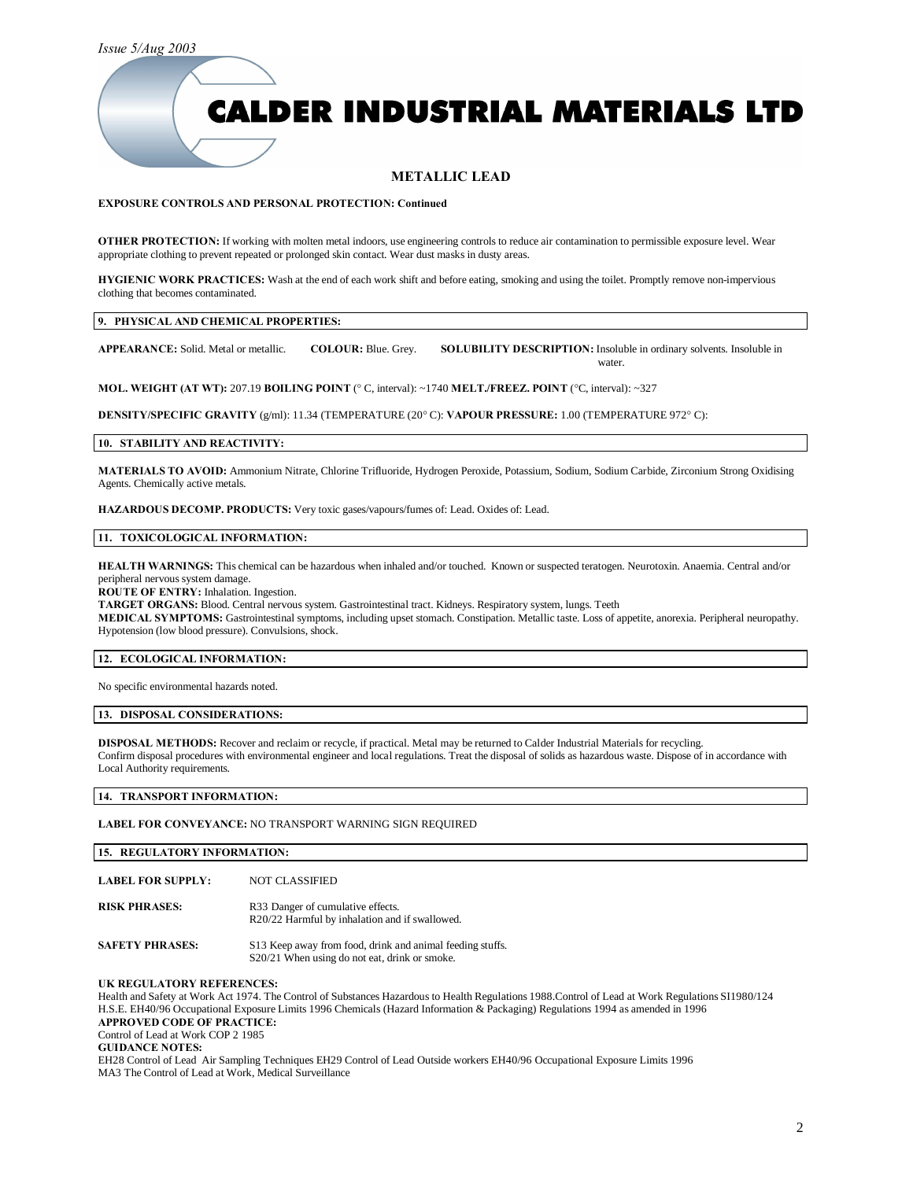# METALLIC LEAD

**EXPOSURE CONTROLS AND PERSONAL PROTECTION: Continued**

**OTHER PROTECTION:** If working with molten metal indoors, use engineering controls to reduce air contamination to permissible exposure level. Wear appropriate clothing to prevent repeated or prolonged skin contact. Wear dust masks in dusty areas.

**HYGIENIC WORK PRACTICES:** Wash at the end of each work shift and before eating, smoking and using the toilet. Promptly remove non-impervious clothing that becomes contaminated.

## 9. PHYSICAL AND CHEMICAL PROPERTIES:

**APPEARANCE:** Solid. Metal or metallic. **COLOUR:** Blue. Grey. **SOLUBILITY DESCRIPTION:** Insoluble in ordinary solvents. Insoluble in water.

**MOL. WEIGHT (AT WT):** 207.19 **BOILING POINT** (° C, interval): ~1740 **MELT./FREEZ. POINT** (°C, interval): ~327

**DENSITY/SPECIFIC GRAVITY** (g/ml): 11.34 (TEMPERATURE (20° C): **VAPOUR PRESSURE:** 1.00 (TEMPERATURE 972° C):

## 10. STABILITY AND REACTIVITY:

**MATERIALS TO AVOID:** Ammonium Nitrate, Chlorine Trifluoride, Hydrogen Peroxide, Potassium, Sodium, Sodium Carbide, Zirconium Strong Oxidising Agents. Chemically active metals.

**HAZARDOUS DECOMP. PRODUCTS:** Very toxic gases/vapours/fumes of: Lead. Oxides of: Lead.

## 11. TOXICOLOGICAL INFORMATION:

**HEALTH WARNINGS:** This chemical can be hazardous when inhaled and/or touched. Known or suspected teratogen. Neurotoxin. Anaemia. Central and/or peripheral nervous system damage.
**ROUTE OF ENTRY:** Inhalation. Ingestion.
**TARGET ORGANS:** Blood. Central nervous system. Gastrointestinal tract. Kidneys. Respiratory system, lungs. Teeth
**MEDICAL SYMPTOMS:** Gastrointestinal symptoms, including upset stomach. Constipation. Metallic taste. Loss of appetite, anorexia. Peripheral neuropathy. Hypotension (low blood pressure). Convulsions, shock.

## 12. ECOLOGICAL INFORMATION:

No specific environmental hazards noted.

## 13. DISPOSAL CONSIDERATIONS:

**DISPOSAL METHODS:** Recover and reclaim or recycle, if practical. Metal may be returned to Calder Industrial Materials for recycling.
Confirm disposal procedures with environmental engineer and local regulations. Treat the disposal of solids as hazardous waste. Dispose of in accordance with Local Authority requirements.

## 14. TRANSPORT INFORMATION:

**LABEL FOR CONVEYANCE:** NO TRANSPORT WARNING SIGN REQUIRED

## 15. REGULATORY INFORMATION:

**LABEL FOR SUPPLY:** NOT CLASSIFIED

**RISK PHRASES:** R33 Danger of cumulative effects.
R20/22 Harmful by inhalation and if swallowed.

**SAFETY PHRASES:** S13 Keep away from food, drink and animal feeding stuffs.
S20/21 When using do not eat, drink or smoke.

**UK REGULATORY REFERENCES:**
Health and Safety at Work Act 1974. The Control of Substances Hazardous to Health Regulations 1988.Control of Lead at Work Regulations SI1980/124 H.S.E. EH40/96 Occupational Exposure Limits 1996 Chemicals (Hazard Information & Packaging) Regulations 1994 as amended in 1996
**APPROVED CODE OF PRACTICE:**
Control of Lead at Work COP 2 1985
**GUIDANCE NOTES:**
EH28 Control of Lead Air Sampling Techniques EH29 Control of Lead Outside workers EH40/96 Occupational Exposure Limits 1996
MA3 The Control of Lead at Work, Medical Surveillance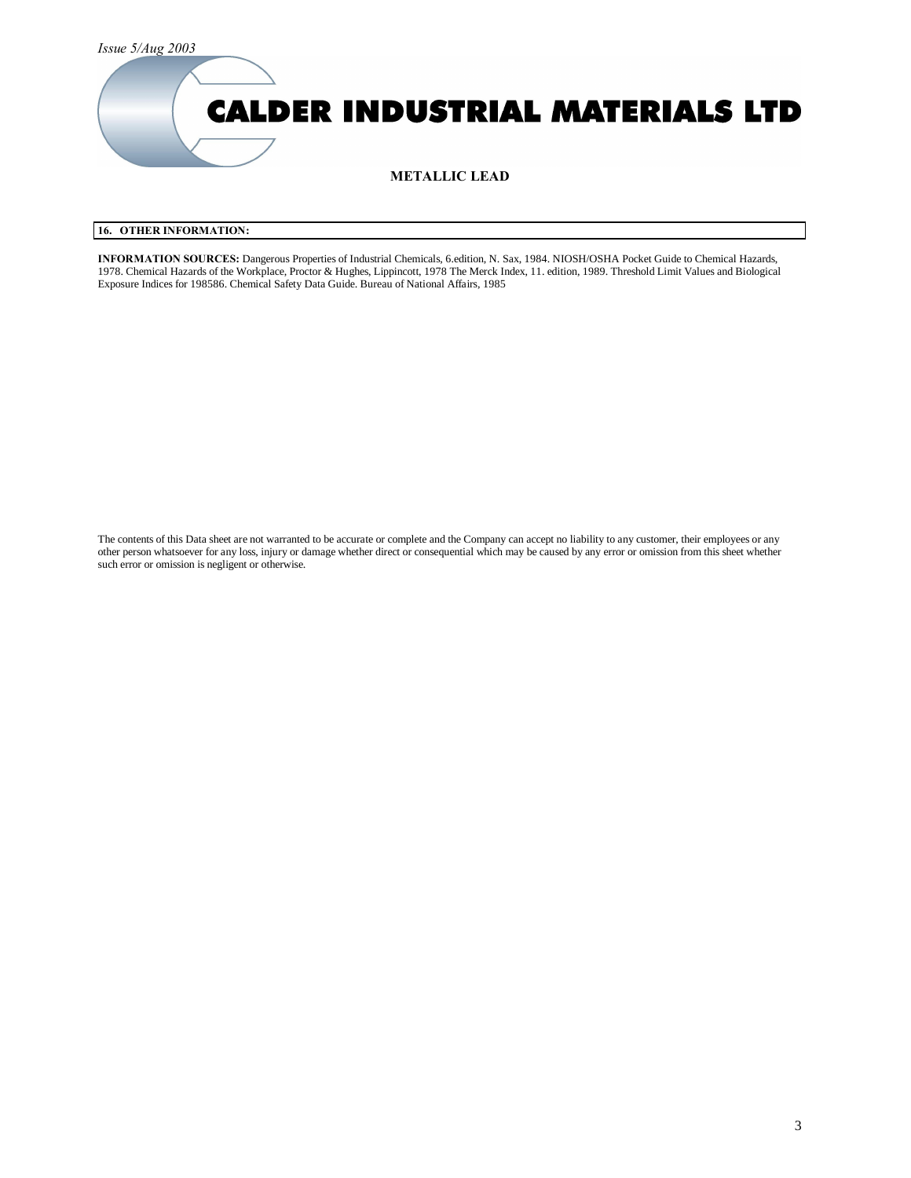**METALLIC LEAD**

## 16. OTHER INFORMATION:

**INFORMATION SOURCES:** Dangerous Properties of Industrial Chemicals, 6.edition, N. Sax, 1984. NIOSH/OSHA Pocket Guide to Chemical Hazards, 1978. Chemical Hazards of the Workplace, Proctor & Hughes, Lippincott, 1978 The Merck Index, 11. edition, 1989. Threshold Limit Values and Biological Exposure Indices for 198586. Chemical Safety Data Guide. Bureau of National Affairs, 1985

The contents of this Data sheet are not warranted to be accurate or complete and the Company can accept no liability to any customer, their employees or any other person whatsoever for any loss, injury or damage whether direct or consequential which may be caused by any error or omission from this sheet whether such error or omission is negligent or otherwise.